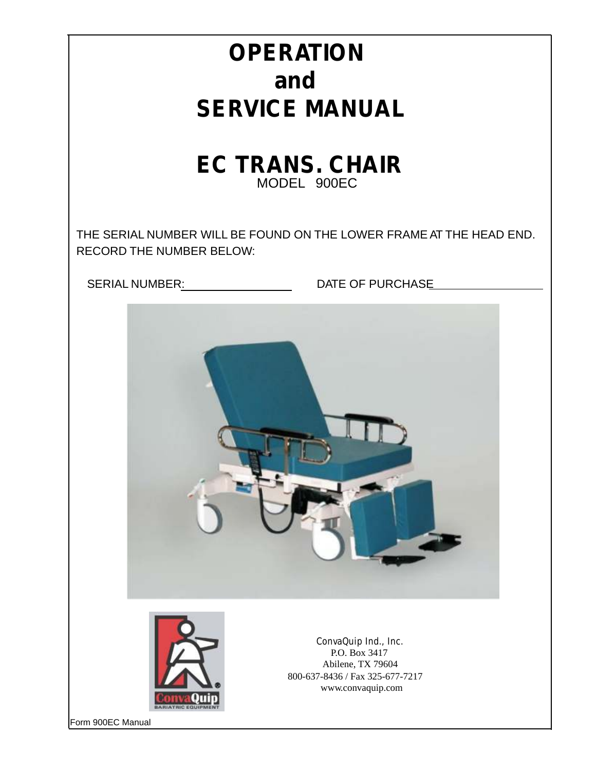# OPERATION
# and
# SERVICE MANUAL

## EC TRANS. CHAIR

MODEL 900EC

THE SERIAL NUMBER WILL BE FOUND ON THE LOWER FRAME AT THE HEAD END.
RECORD THE NUMBER BELOW:

SERIAL NUMBER:_________________ DATE OF PURCHASE_________________

ConvaQuip Ind., Inc.
P.O. Box 3417
Abilene, TX 79604
800-637-8436 / Fax 325-677-7217
www.convaquip.com

Form 900EC Manual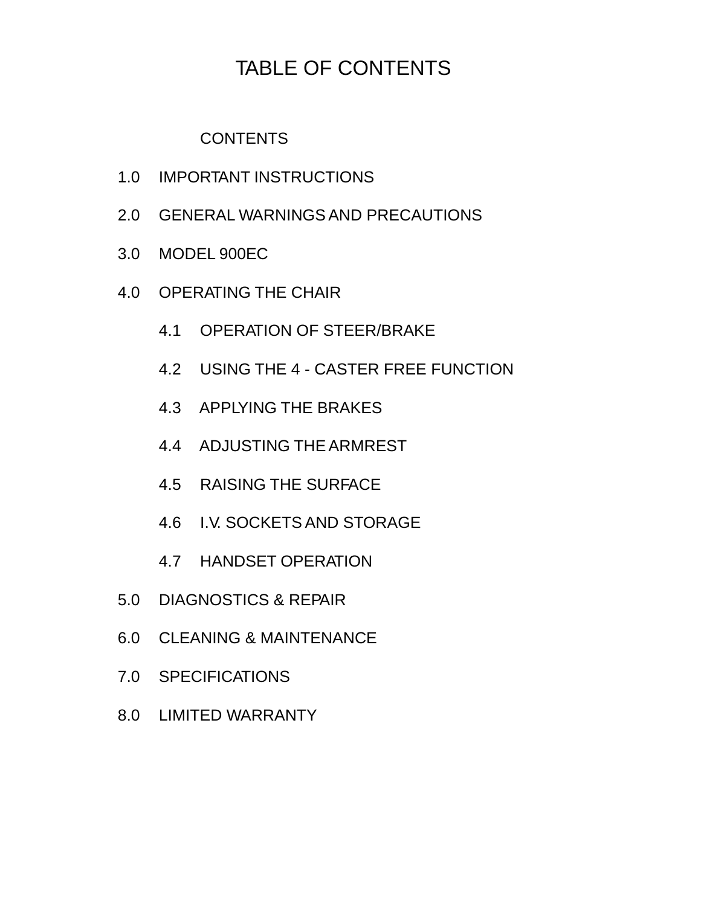# TABLE OF CONTENTS

CONTENTS

1.0 IMPORTANT INSTRUCTIONS

2.0 GENERAL WARNINGS AND PRECAUTIONS

3.0 MODEL 900EC

4.0 OPERATING THE CHAIR

- 4.1 OPERATION OF STEER/BRAKE
- 4.2 USING THE 4 - CASTER FREE FUNCTION
- 4.3 APPLYING THE BRAKES
- 4.4 ADJUSTING THE ARMREST
- 4.5 RAISING THE SURFACE
- 4.6 I.V. SOCKETS AND STORAGE
- 4.7 HANDSET OPERATION

5.0 DIAGNOSTICS & REPAIR

6.0 CLEANING & MAINTENANCE

7.0 SPECIFICATIONS

8.0 LIMITED WARRANTY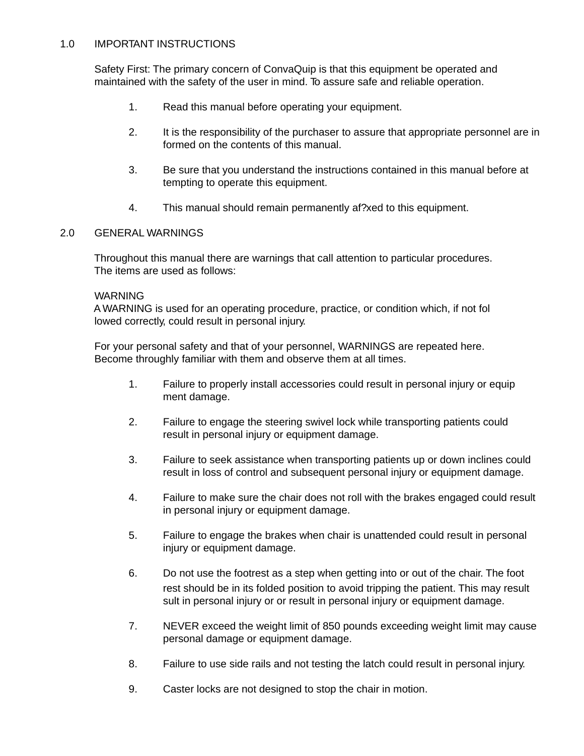## 1.0 IMPORTANT INSTRUCTIONS

Safety First: The primary concern of ConvaQuip is that this equipment be operated and maintained with the safety of the user in mind. To assure safe and reliable operation.

1. Read this manual before operating your equipment.

2. It is the responsibility of the purchaser to assure that appropriate personnel are in formed on the contents of this manual.

3. Be sure that you understand the instructions contained in this manual before at tempting to operate this equipment.

4. This manual should remain permanently af?xed to this equipment.

## 2.0 GENERAL WARNINGS

Throughout this manual there are warnings that call attention to particular procedures. The items are used as follows:

WARNING
A WARNING is used for an operating procedure, practice, or condition which, if not fol lowed correctly, could result in personal injury.

For your personal safety and that of your personnel, WARNINGS are repeated here. Become throughly familiar with them and observe them at all times.

1. Failure to properly install accessories could result in personal injury or equip ment damage.

2. Failure to engage the steering swivel lock while transporting patients could result in personal injury or equipment damage.

3. Failure to seek assistance when transporting patients up or down inclines could result in loss of control and subsequent personal injury or equipment damage.

4. Failure to make sure the chair does not roll with the brakes engaged could result in personal injury or equipment damage.

5. Failure to engage the brakes when chair is unattended could result in personal injury or equipment damage.

6. Do not use the footrest as a step when getting into or out of the chair. The foot rest should be in its folded position to avoid tripping the patient. This may result sult in personal injury or or result in personal injury or equipment damage.

7. NEVER exceed the weight limit of 850 pounds exceeding weight limit may cause personal damage or equipment damage.

8. Failure to use side rails and not testing the latch could result in personal injury.

9. Caster locks are not designed to stop the chair in motion.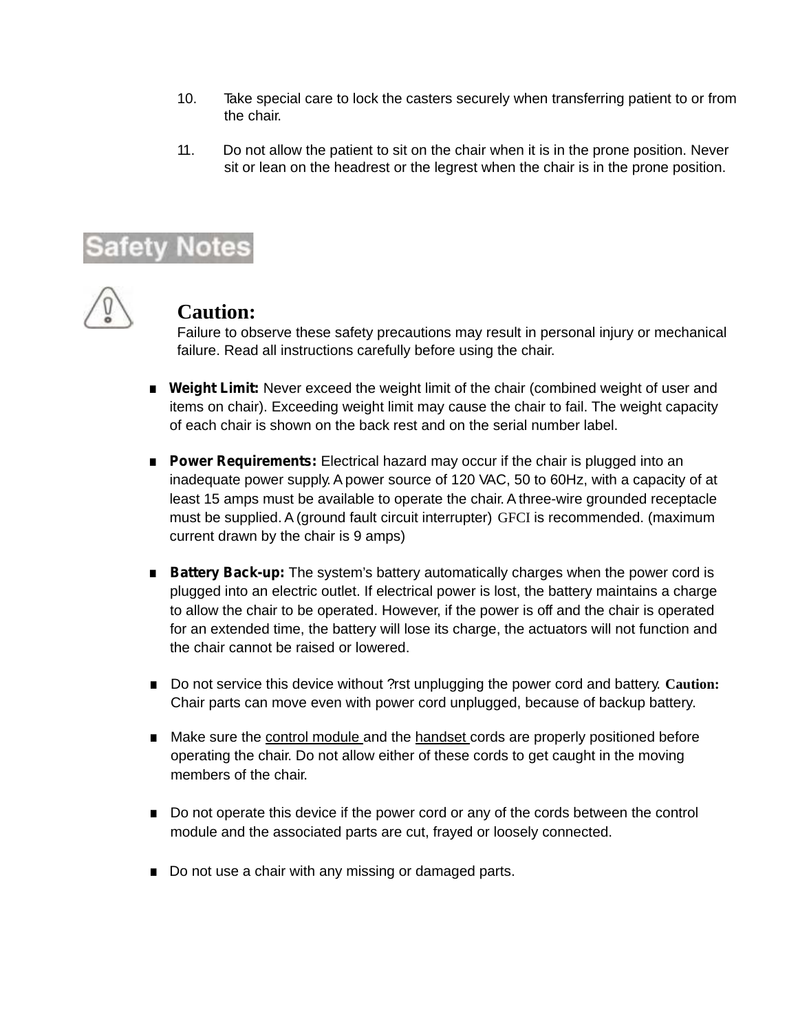10. Take special care to lock the casters securely when transferring patient to or from the chair.

11. Do not allow the patient to sit on the chair when it is in the prone position. Never sit or lean on the headrest or the legrest when the chair is in the prone position.

## Safety Notes

**Caution:**
Failure to observe these safety precautions may result in personal injury or mechanical failure. Read all instructions carefully before using the chair.

- **Weight Limit:** Never exceed the weight limit of the chair (combined weight of user and items on chair). Exceeding weight limit may cause the chair to fail. The weight capacity of each chair is shown on the back rest and on the serial number label.

- **Power Requirements:** Electrical hazard may occur if the chair is plugged into an inadequate power supply. A power source of 120 VAC, 50 to 60Hz, with a capacity of at least 15 amps must be available to operate the chair. A three-wire grounded receptacle must be supplied. A (ground fault circuit interrupter) GFCI is recommended. (maximum current drawn by the chair is 9 amps)

- **Battery Back-up:** The system's battery automatically charges when the power cord is plugged into an electric outlet. If electrical power is lost, the battery maintains a charge to allow the chair to be operated. However, if the power is off and the chair is operated for an extended time, the battery will lose its charge, the actuators will not function and the chair cannot be raised or lowered.

- Do not service this device without ?rst unplugging the power cord and battery. **Caution:** Chair parts can move even with power cord unplugged, because of backup battery.

- Make sure the control module and the handset cords are properly positioned before operating the chair. Do not allow either of these cords to get caught in the moving members of the chair.

- Do not operate this device if the power cord or any of the cords between the control module and the associated parts are cut, frayed or loosely connected.

- Do not use a chair with any missing or damaged parts.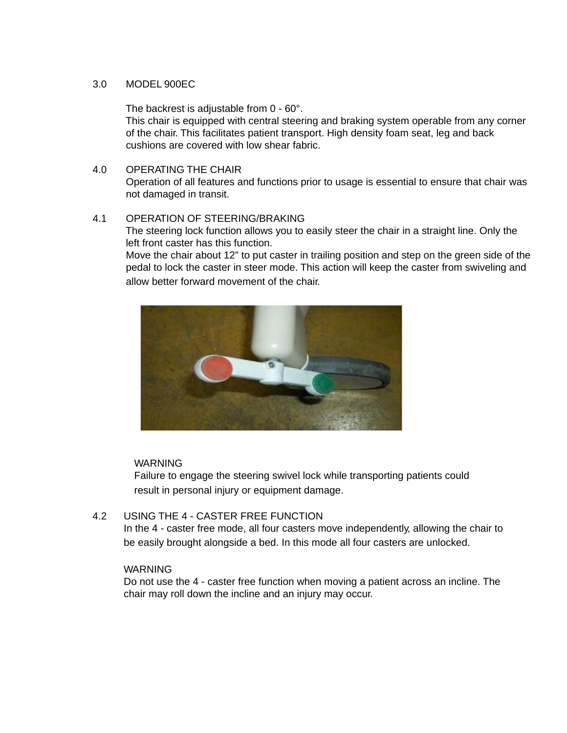## 3.0 MODEL 900EC

The backrest is adjustable from 0 - 60°.
This chair is equipped with central steering and braking system operable from any corner of the chair. This facilitates patient transport. High density foam seat, leg and back cushions are covered with low shear fabric.

## 4.0 OPERATING THE CHAIR

Operation of all features and functions prior to usage is essential to ensure that chair was not damaged in transit.

### 4.1 OPERATION OF STEERING/BRAKING

The steering lock function allows you to easily steer the chair in a straight line. Only the left front caster has this function.
Move the chair about 12” to put caster in trailing position and step on the green side of the pedal to lock the caster in steer mode. This action will keep the caster from swiveling and allow better forward movement of the chair.

WARNING
Failure to engage the steering swivel lock while transporting patients could result in personal injury or equipment damage.

### 4.2 USING THE 4 - CASTER FREE FUNCTION

In the 4 - caster free mode, all four casters move independently, allowing the chair to be easily brought alongside a bed. In this mode all four casters are unlocked.

WARNING
Do not use the 4 - caster free function when moving a patient across an incline. The chair may roll down the incline and an injury may occur.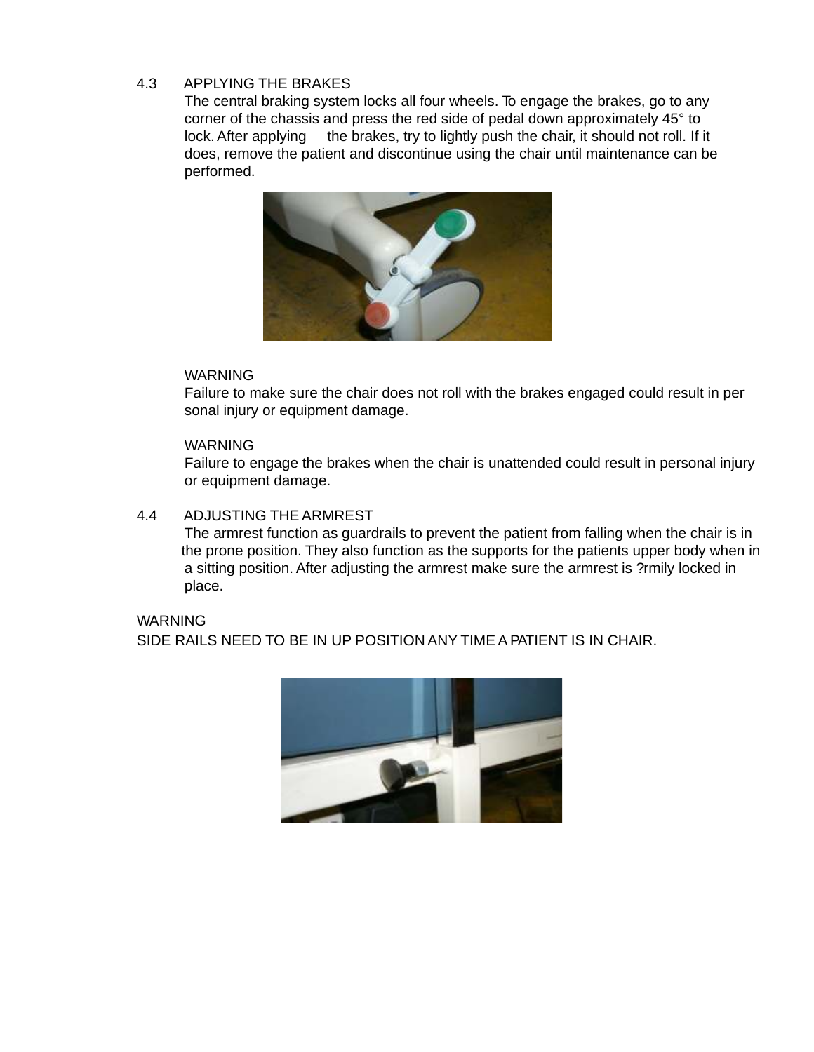### 4.3 APPLYING THE BRAKES

The central braking system locks all four wheels. To engage the brakes, go to any corner of the chassis and press the red side of pedal down approximately 45° to lock. After applying the brakes, try to lightly push the chair, it should not roll. If it does, remove the patient and discontinue using the chair until maintenance can be performed.

WARNING

Failure to make sure the chair does not roll with the brakes engaged could result in per sonal injury or equipment damage.

WARNING

Failure to engage the brakes when the chair is unattended could result in personal injury or equipment damage.

### 4.4 ADJUSTING THE ARMREST

The armrest function as guardrails to prevent the patient from falling when the chair is in the prone position. They also function as the supports for the patients upper body when in a sitting position. After adjusting the armrest make sure the armrest is ?rmily locked in place.

WARNING

SIDE RAILS NEED TO BE IN UP POSITION ANY TIME A PATIENT IS IN CHAIR.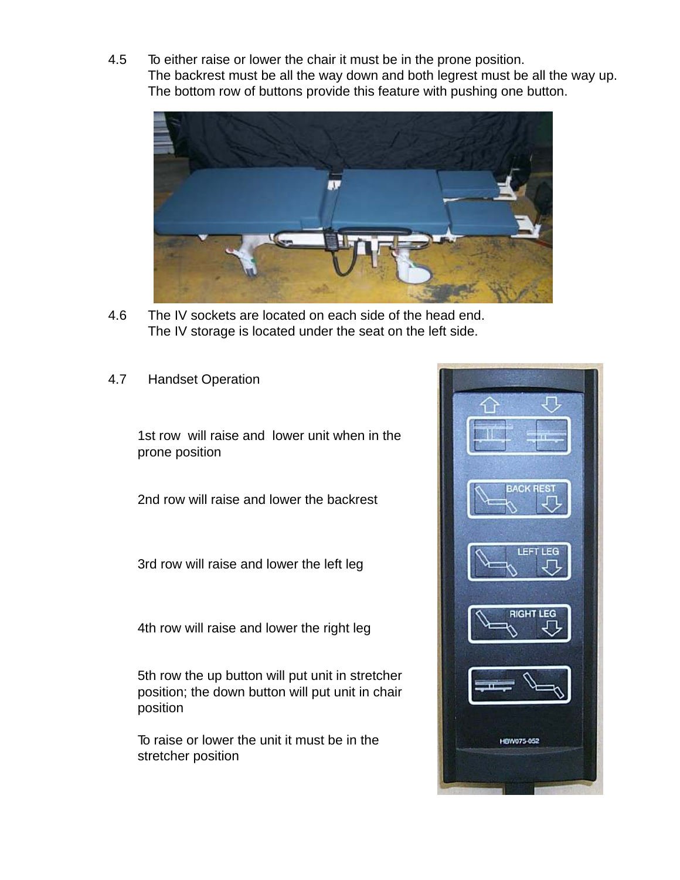4.5 To either raise or lower the chair it must be in the prone position. The backrest must be all the way down and both legrest must be all the way up. The bottom row of buttons provide this feature with pushing one button.

4.6 The IV sockets are located on each side of the head end. The IV storage is located under the seat on the left side.

4.7 Handset Operation

1st row will raise and lower unit when in the prone position

2nd row will raise and lower the backrest

3rd row will raise and lower the left leg

4th row will raise and lower the right leg

5th row the up button will put unit in stretcher position; the down button will put unit in chair position

To raise or lower the unit it must be in the stretcher position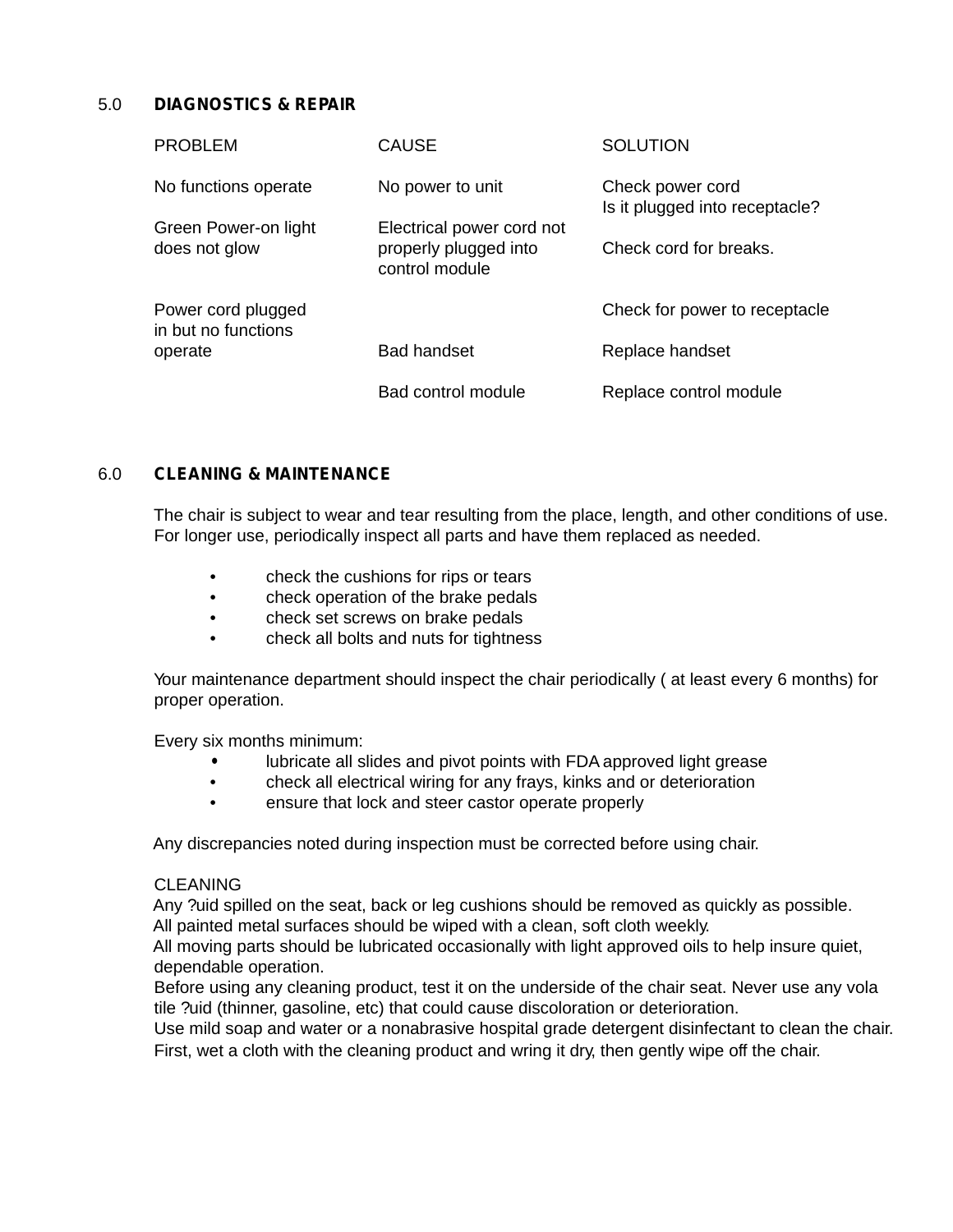## 5.0 DIAGNOSTICS & REPAIR

| PROBLEM | CAUSE | SOLUTION |
|---|---|---|
| No functions operate | No power to unit | Check power cord<br>Is it plugged into receptacle? |
| Green Power-on light does not glow | Electrical power cord not properly plugged into control module | Check cord for breaks. |
| Power cord plugged in but no functions operate | | Check for power to receptacle |
| | Bad handset | Replace handset |
| | Bad control module | Replace control module |

## 6.0 CLEANING & MAINTENANCE

The chair is subject to wear and tear resulting from the place, length, and other conditions of use. For longer use, periodically inspect all parts and have them replaced as needed.

- check the cushions for rips or tears
- check operation of the brake pedals
- check set screws on brake pedals
- check all bolts and nuts for tightness

Your maintenance department should inspect the chair periodically ( at least every 6 months) for proper operation.

Every six months minimum:

- lubricate all slides and pivot points with FDA approved light grease
- check all electrical wiring for any frays, kinks and or deterioration
- ensure that lock and steer castor operate properly

Any discrepancies noted during inspection must be corrected before using chair.

CLEANING

Any ?uid spilled on the seat, back or leg cushions should be removed as quickly as possible.
All painted metal surfaces should be wiped with a clean, soft cloth weekly.
All moving parts should be lubricated occasionally with light approved oils to help insure quiet, dependable operation.
Before using any cleaning product, test it on the underside of the chair seat. Never use any vola tile ?uid (thinner, gasoline, etc) that could cause discoloration or deterioration.
Use mild soap and water or a nonabrasive hospital grade detergent disinfectant to clean the chair. First, wet a cloth with the cleaning product and wring it dry, then gently wipe off the chair.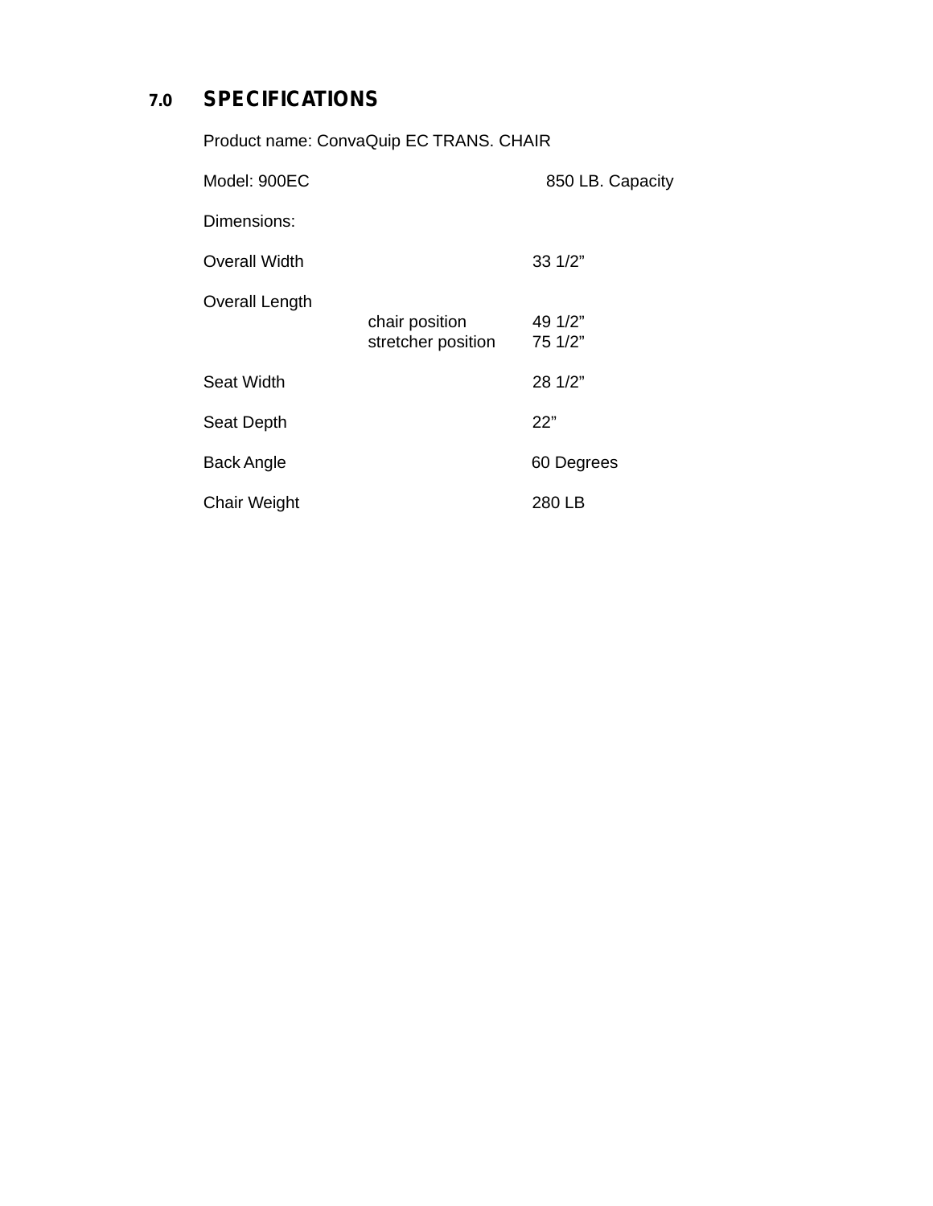## 7.0 SPECIFICATIONS

Product name: ConvaQuip EC TRANS. CHAIR

Model: 900EC 850 LB. Capacity

Dimensions:

| | | |
|---|---|---|
| Overall Width | | 33 1/2” |
| Overall Length | chair position | 49 1/2” |
| | stretcher position | 75 1/2” |
| Seat Width | | 28 1/2” |
| Seat Depth | | 22” |
| Back Angle | | 60 Degrees |
| Chair Weight | | 280 LB |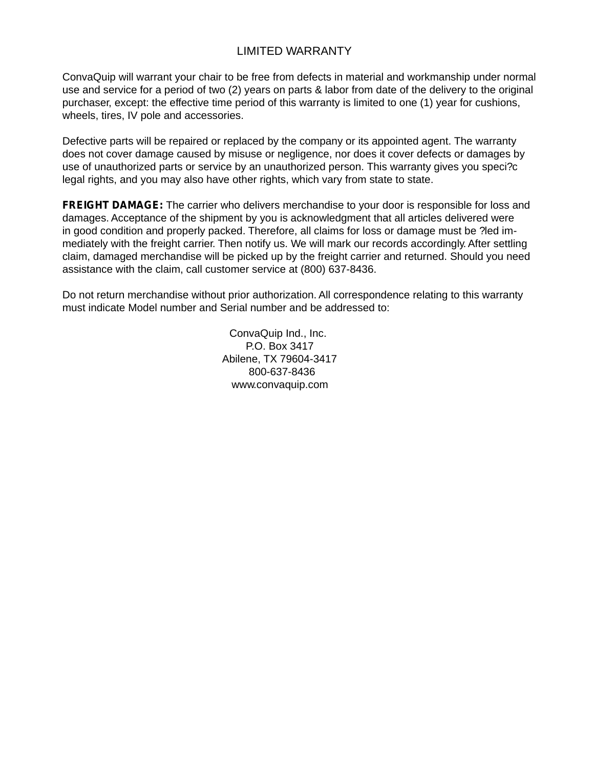# LIMITED WARRANTY

ConvaQuip will warrant your chair to be free from defects in material and workmanship under normal use and service for a period of two (2) years on parts & labor from date of the delivery to the original purchaser, except: the effective time period of this warranty is limited to one (1) year for cushions, wheels, tires, IV pole and accessories.

Defective parts will be repaired or replaced by the company or its appointed agent. The warranty does not cover damage caused by misuse or negligence, nor does it cover defects or damages by use of unauthorized parts or service by an unauthorized person. This warranty gives you speci?c legal rights, and you may also have other rights, which vary from state to state.

**FREIGHT DAMAGE:** The carrier who delivers merchandise to your door is responsible for loss and damages. Acceptance of the shipment by you is acknowledgment that all articles delivered were in good condition and properly packed. Therefore, all claims for loss or damage must be ?led immediately with the freight carrier. Then notify us. We will mark our records accordingly. After settling claim, damaged merchandise will be picked up by the freight carrier and returned. Should you need assistance with the claim, call customer service at (800) 637-8436.

Do not return merchandise without prior authorization. All correspondence relating to this warranty must indicate Model number and Serial number and be addressed to:

ConvaQuip Ind., Inc.
P.O. Box 3417
Abilene, TX 79604-3417
800-637-8436
www.convaquip.com